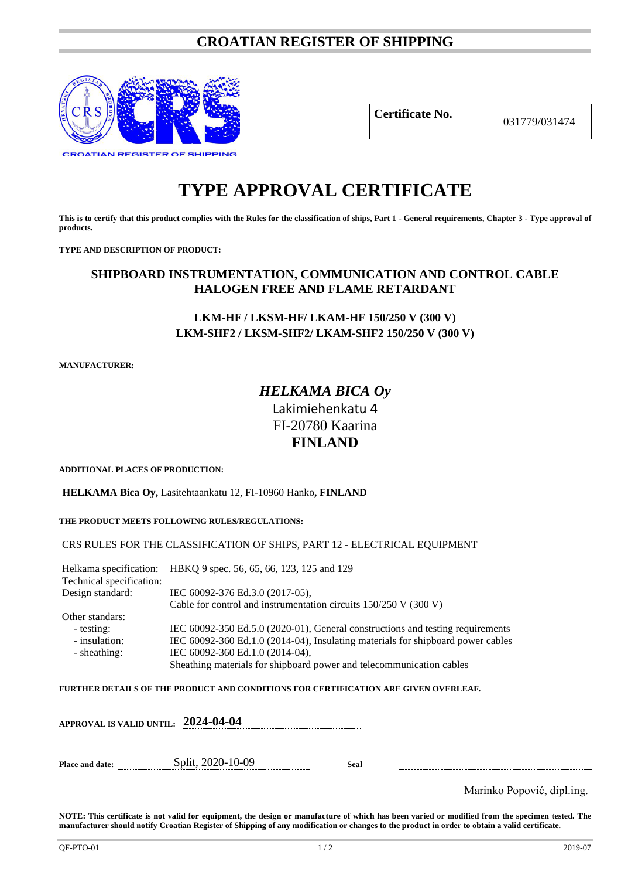# CROATIAN REGISTER OF SHIPPING

CROATIAN REGISTER OF SHIPPING

| **Certificate No.** | 031779/031474 |
|---|---|

# TYPE APPROVAL CERTIFICATE

**This is to certify that this product complies with the Rules for the classification of ships, Part 1 - General requirements, Chapter 3 - Type approval of products.**

**TYPE AND DESCRIPTION OF PRODUCT:**

## SHIPBOARD INSTRUMENTATION, COMMUNICATION AND CONTROL CABLE HALOGEN FREE AND FLAME RETARDANT

### LKM-HF / LKSM-HF/ LKAM-HF 150/250 V (300 V)
### LKM-SHF2 / LKSM-SHF2/ LKAM-SHF2 150/250 V (300 V)

**MANUFACTURER:**

***HELKAMA BICA Oy***
Lakimiehenkatu 4
FI-20780 Kaarina
**FINLAND**

**ADDITIONAL PLACES OF PRODUCTION:**

**HELKAMA Bica Oy,** Lasitehtaankatu 12, FI-10960 Hanko**, FINLAND**

**THE PRODUCT MEETS FOLLOWING RULES/REGULATIONS:**

CRS RULES FOR THE CLASSIFICATION OF SHIPS, PART 12 - ELECTRICAL EQUIPMENT

| | |
|---|---|
| Helkama specification: | HBKQ 9 spec. 56, 65, 66, 123, 125 and 129 |
| Technical specification: | |
| Design standard: | IEC 60092-376 Ed.3.0 (2017-05), Cable for control and instrumentation circuits 150/250 V (300 V) |
| Other standars: | |
| - testing: | IEC 60092-350 Ed.5.0 (2020-01), General constructions and testing requirements |
| - insulation: | IEC 60092-360 Ed.1.0 (2014-04), Insulating materials for shipboard power cables |
| - sheathing: | IEC 60092-360 Ed.1.0 (2014-04), Sheathing materials for shipboard power and telecommunication cables |

**FURTHER DETAILS OF THE PRODUCT AND CONDITIONS FOR CERTIFICATION ARE GIVEN OVERLEAF.**

**APPROVAL IS VALID UNTIL: 2024-04-04**

**Place and date:** Split, 2020-10-09 **Seal**

Marinko Popović, dipl.ing.

**NOTE: This certificate is not valid for equipment, the design or manufacture of which has been varied or modified from the specimen tested. The manufacturer should notify Croatian Register of Shipping of any modification or changes to the product in order to obtain a valid certificate.**

QF-PTO-01 2019-07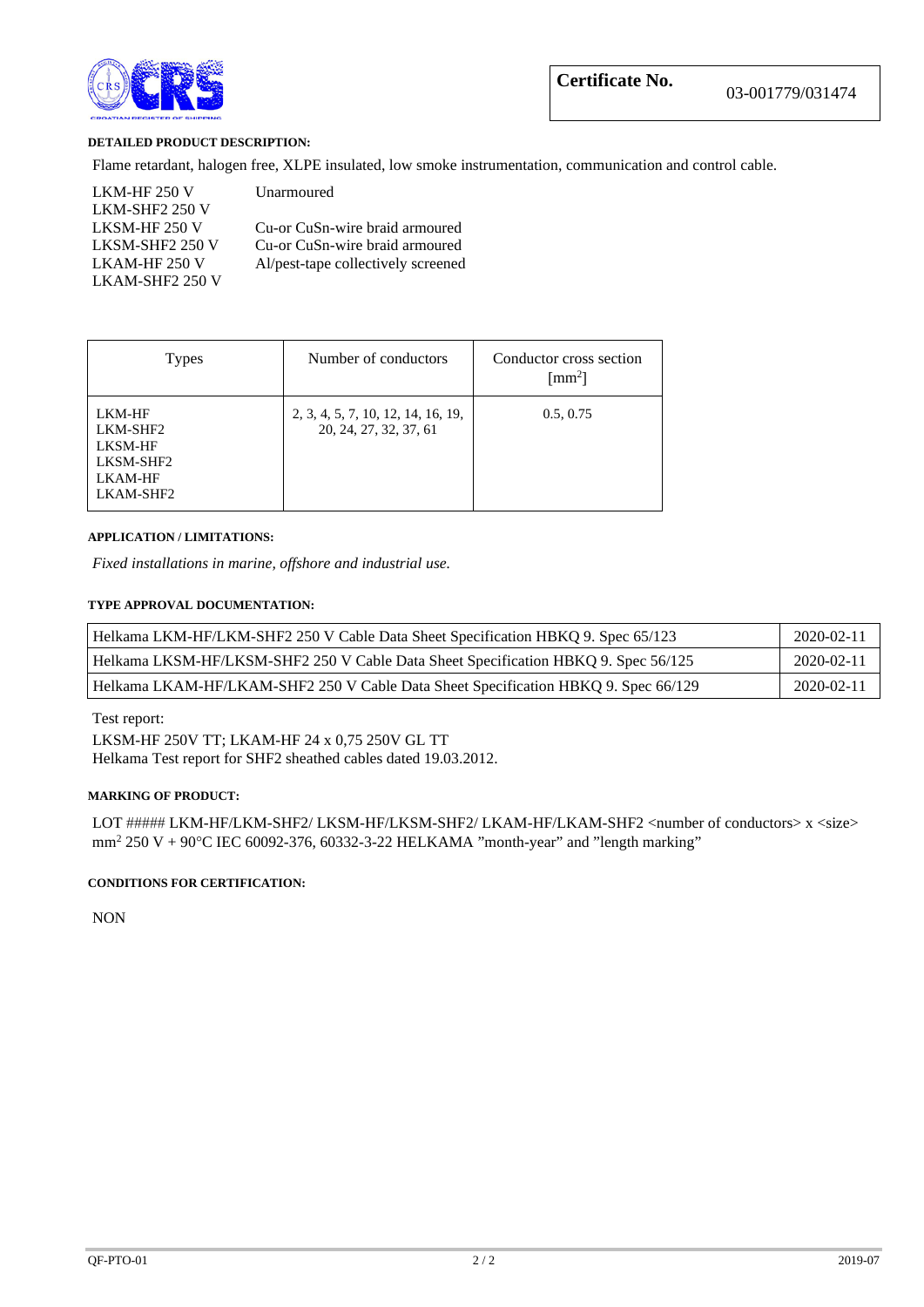**Certificate No.** 03-001779/031474

**DETAILED PRODUCT DESCRIPTION:**

Flame retardant, halogen free, XLPE insulated, low smoke instrumentation, communication and control cable.

| | |
|---|---|
| LKM-HF 250 V<br>LKM-SHF2 250 V | Unarmoured |
| LKSM-HF 250 V | Cu-or CuSn-wire braid armoured |
| LKSM-SHF2 250 V | Cu-or CuSn-wire braid armoured |
| LKAM-HF 250 V<br>LKAM-SHF2 250 V | Al/pest-tape collectively screened |

| Types | Number of conductors | Conductor cross section [$mm^2$] |
|---|---|---|
| LKM-HF<br>LKM-SHF2<br>LKSM-HF<br>LKSM-SHF2<br>LKAM-HF<br>LKAM-SHF2 | 2, 3, 4, 5, 7, 10, 12, 14, 16, 19, 20, 24, 27, 32, 37, 61 | 0.5, 0.75 |

**APPLICATION / LIMITATIONS:**

*Fixed installations in marine, offshore and industrial use.*

**TYPE APPROVAL DOCUMENTATION:**

| | |
|---|---|
| Helkama LKM-HF/LKM-SHF2 250 V Cable Data Sheet Specification HBKQ 9. Spec 65/123 | 2020-02-11 |
| Helkama LKSM-HF/LKSM-SHF2 250 V Cable Data Sheet Specification HBKQ 9. Spec 56/125 | 2020-02-11 |
| Helkama LKAM-HF/LKAM-SHF2 250 V Cable Data Sheet Specification HBKQ 9. Spec 66/129 | 2020-02-11 |

Test report:

LKSM-HF 250V TT; LKAM-HF 24 x 0,75 250V GL TT
Helkama Test report for SHF2 sheathed cables dated 19.03.2012.

**MARKING OF PRODUCT:**

LOT ##### LKM-HF/LKM-SHF2/ LKSM-HF/LKSM-SHF2/ LKAM-HF/LKAM-SHF2 <number of conductors> x <size> $mm^2$ 250 V + 90°C IEC 60092-376, 60332-3-22 HELKAMA ”month-year” and ”length marking”

**CONDITIONS FOR CERTIFICATION:**

NON